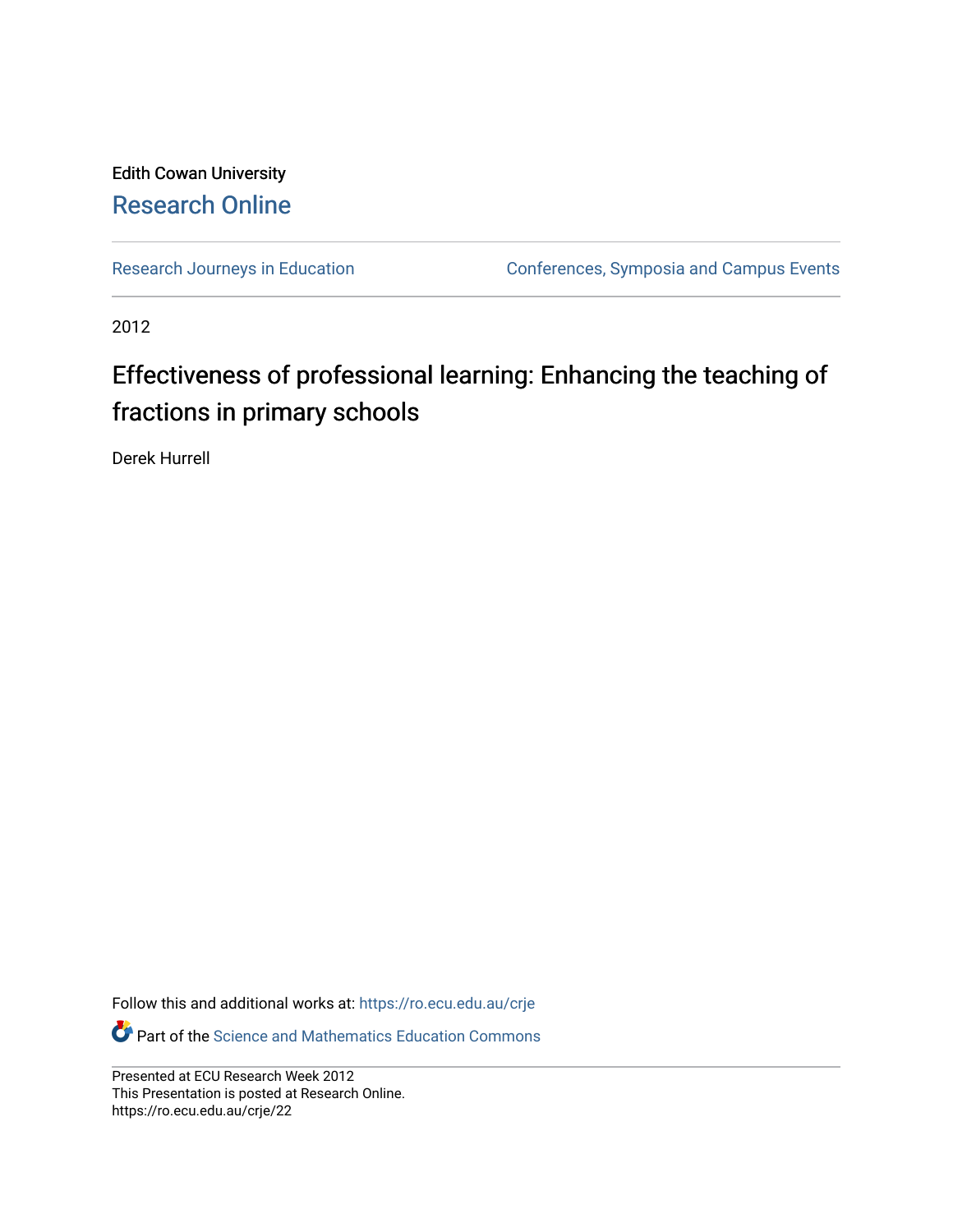Edith Cowan University

# Research Online

Research Journeys in Education | Conferences, Symposia and Campus Events

2012

# Effectiveness of professional learning: Enhancing the teaching of fractions in primary schools

Derek Hurrell

Follow this and additional works at: https://ro.ecu.edu.au/crje

Part of the Science and Mathematics Education Commons

Presented at ECU Research Week 2012
This Presentation is posted at Research Online.
https://ro.ecu.edu.au/crje/22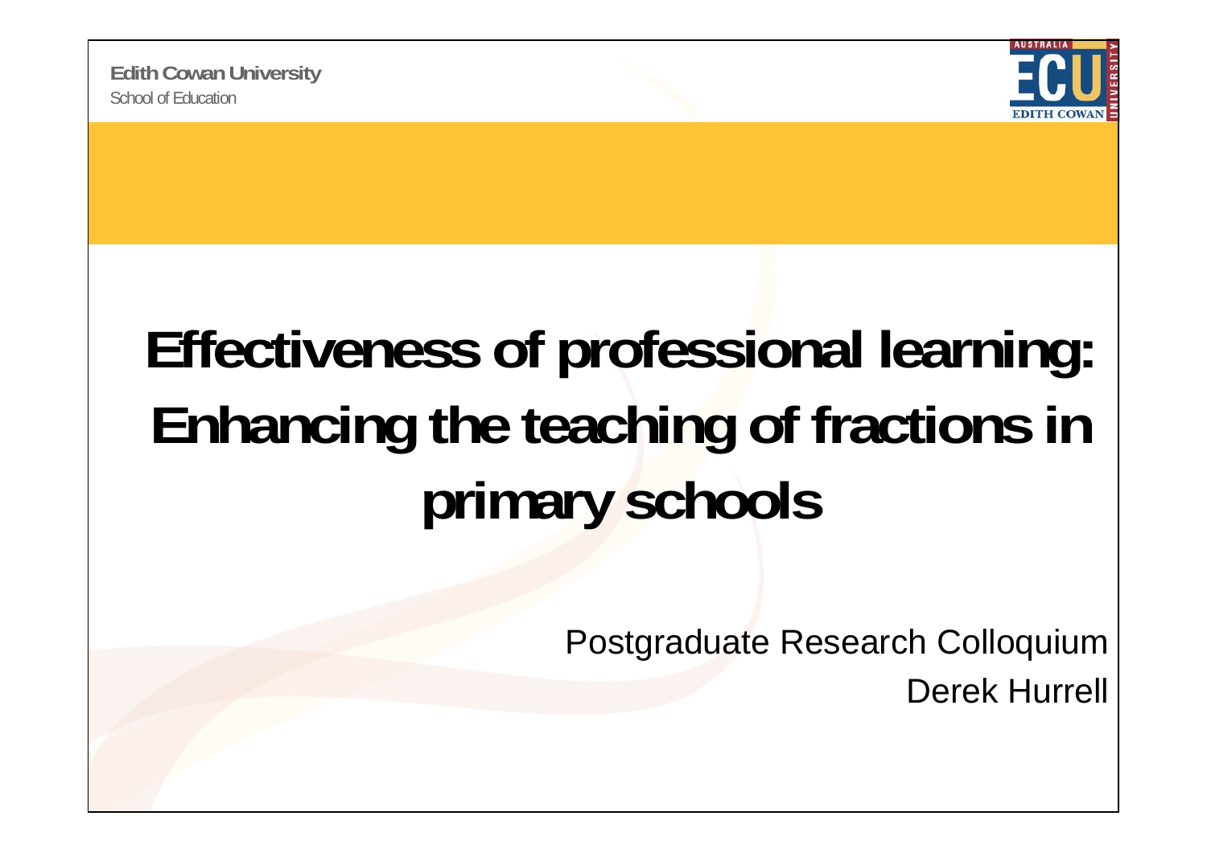**Edith Cowan University**
School of Education

# Effectiveness of professional learning: Enhancing the teaching of fractions in primary schools

Postgraduate Research Colloquium
Derek Hurrell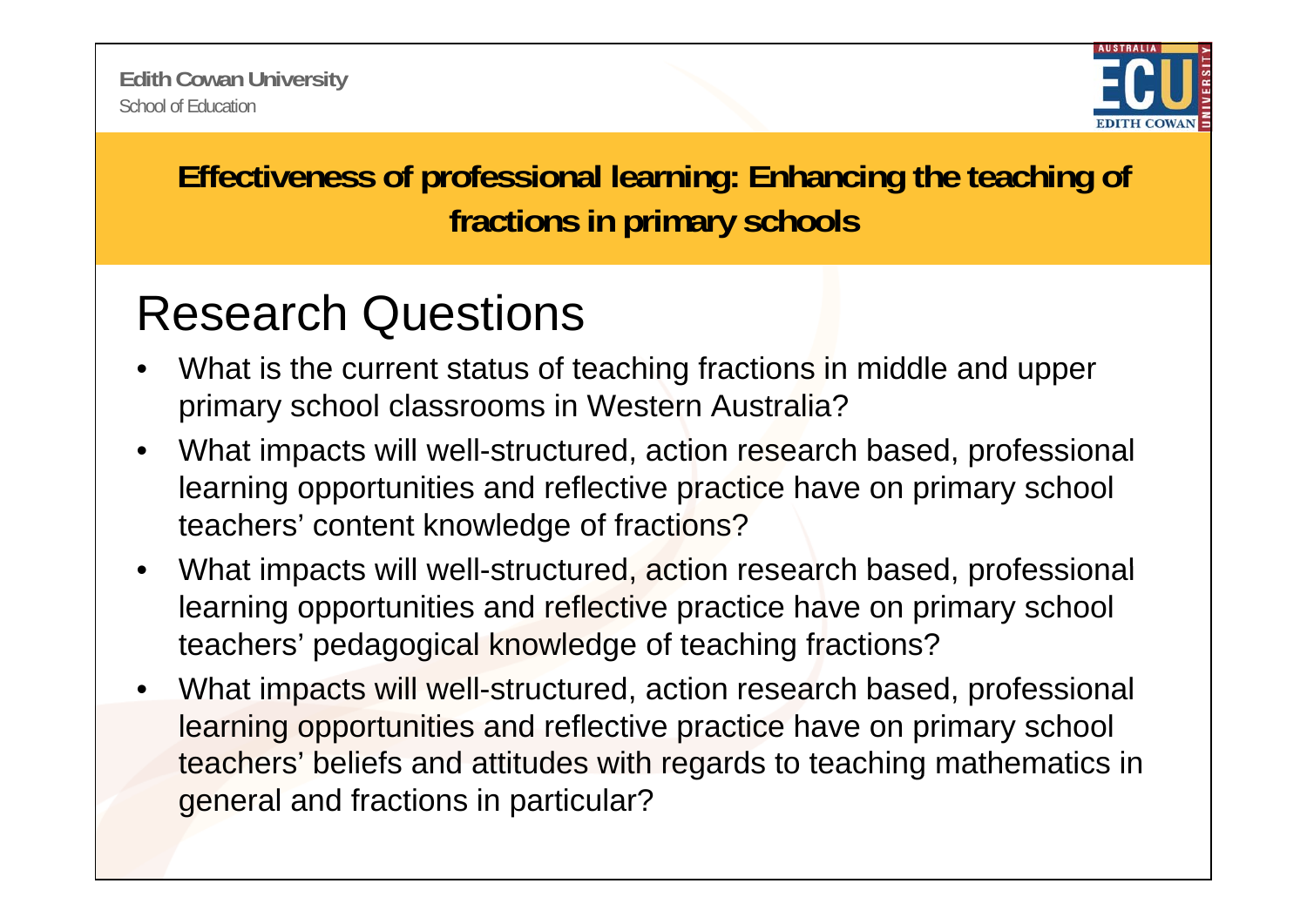Edith Cowan University
School of Education

**Effectiveness of professional learning: Enhancing the teaching of fractions in primary schools**

# Research Questions

- What is the current status of teaching fractions in middle and upper primary school classrooms in Western Australia?
- What impacts will well-structured, action research based, professional learning opportunities and reflective practice have on primary school teachers' content knowledge of fractions?
- What impacts will well-structured, action research based, professional learning opportunities and reflective practice have on primary school teachers' pedagogical knowledge of teaching fractions?
- What impacts will well-structured, action research based, professional learning opportunities and reflective practice have on primary school teachers' beliefs and attitudes with regards to teaching mathematics in general and fractions in particular?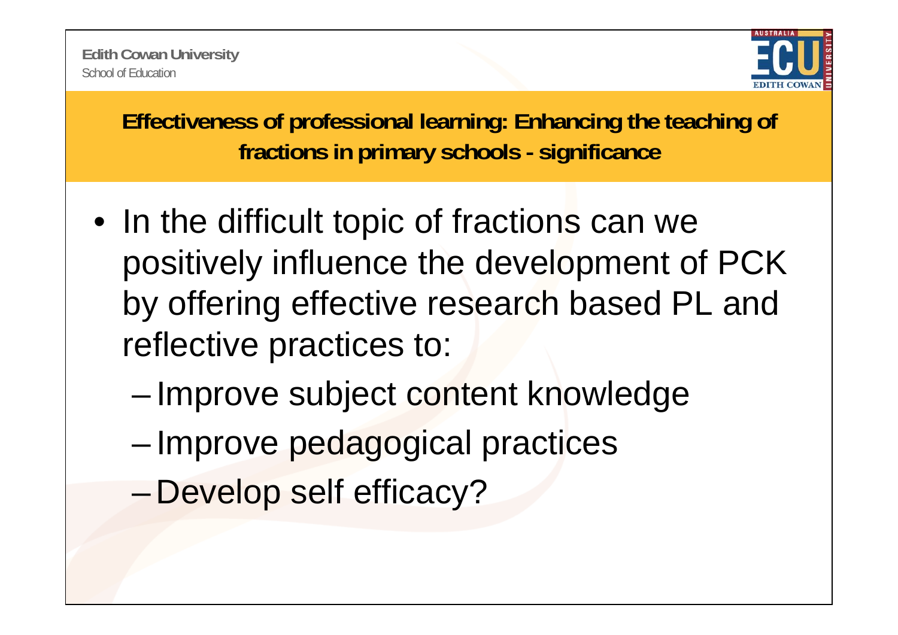## Effectiveness of professional learning: Enhancing the teaching of fractions in primary schools - significance

- In the difficult topic of fractions can we positively influence the development of PCK by offering effective research based PL and reflective practices to:
  - Improve subject content knowledge
  - Improve pedagogical practices
  - Develop self efficacy?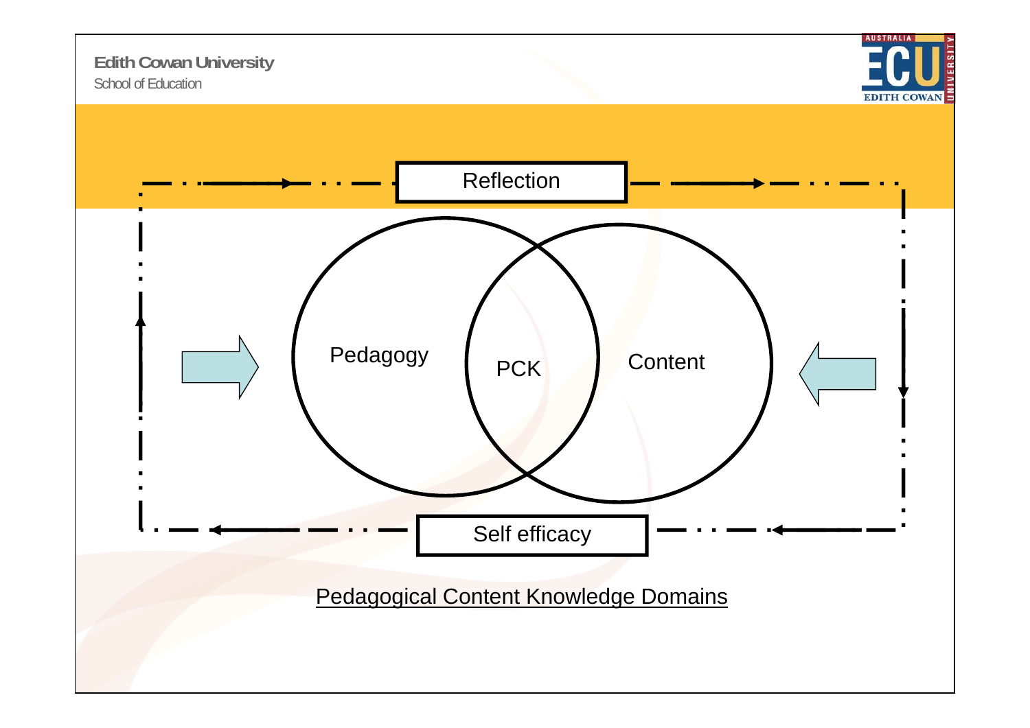Reflection

Pedagogy

PCK

Content

Self efficacy

Pedagogical Content Knowledge Domains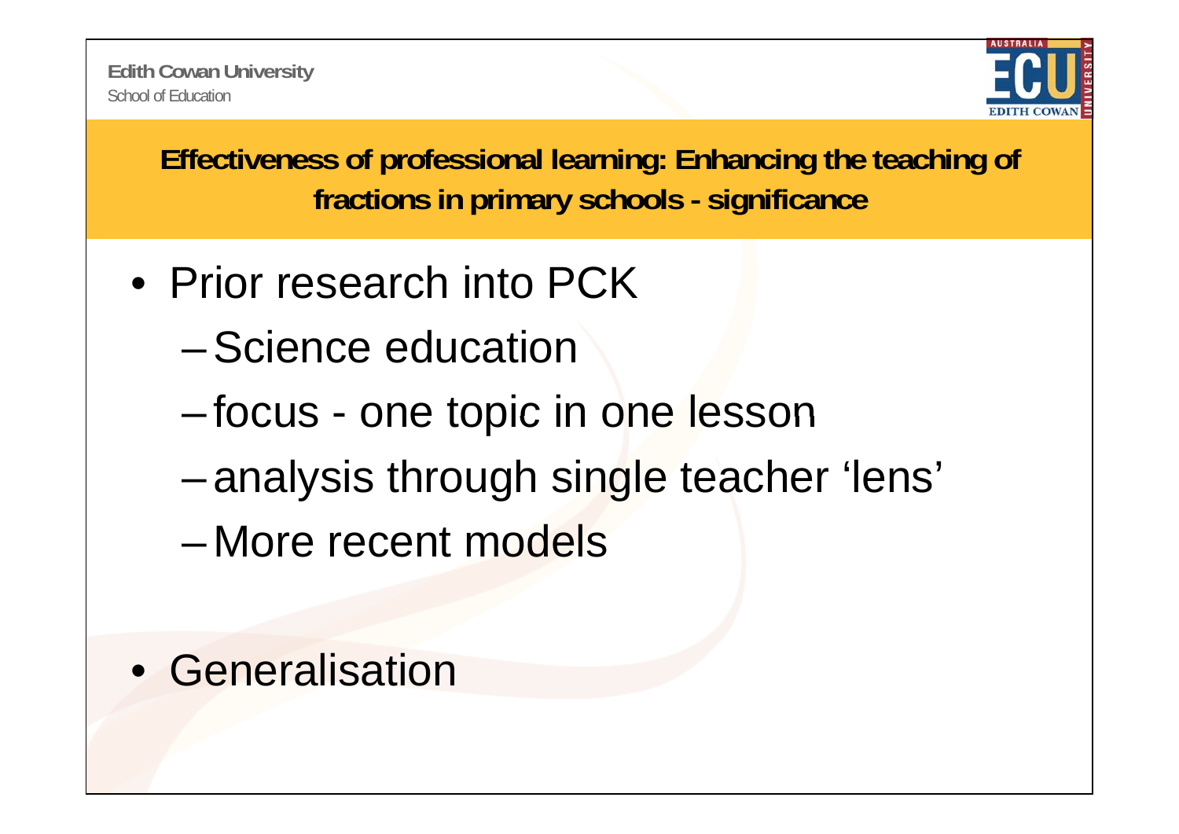## Effectiveness of professional learning: Enhancing the teaching of fractions in primary schools - significance

- Prior research into PCK
  - Science education
  - focus - one topic in one lesson
  - analysis through single teacher 'lens'
  - More recent models
- Generalisation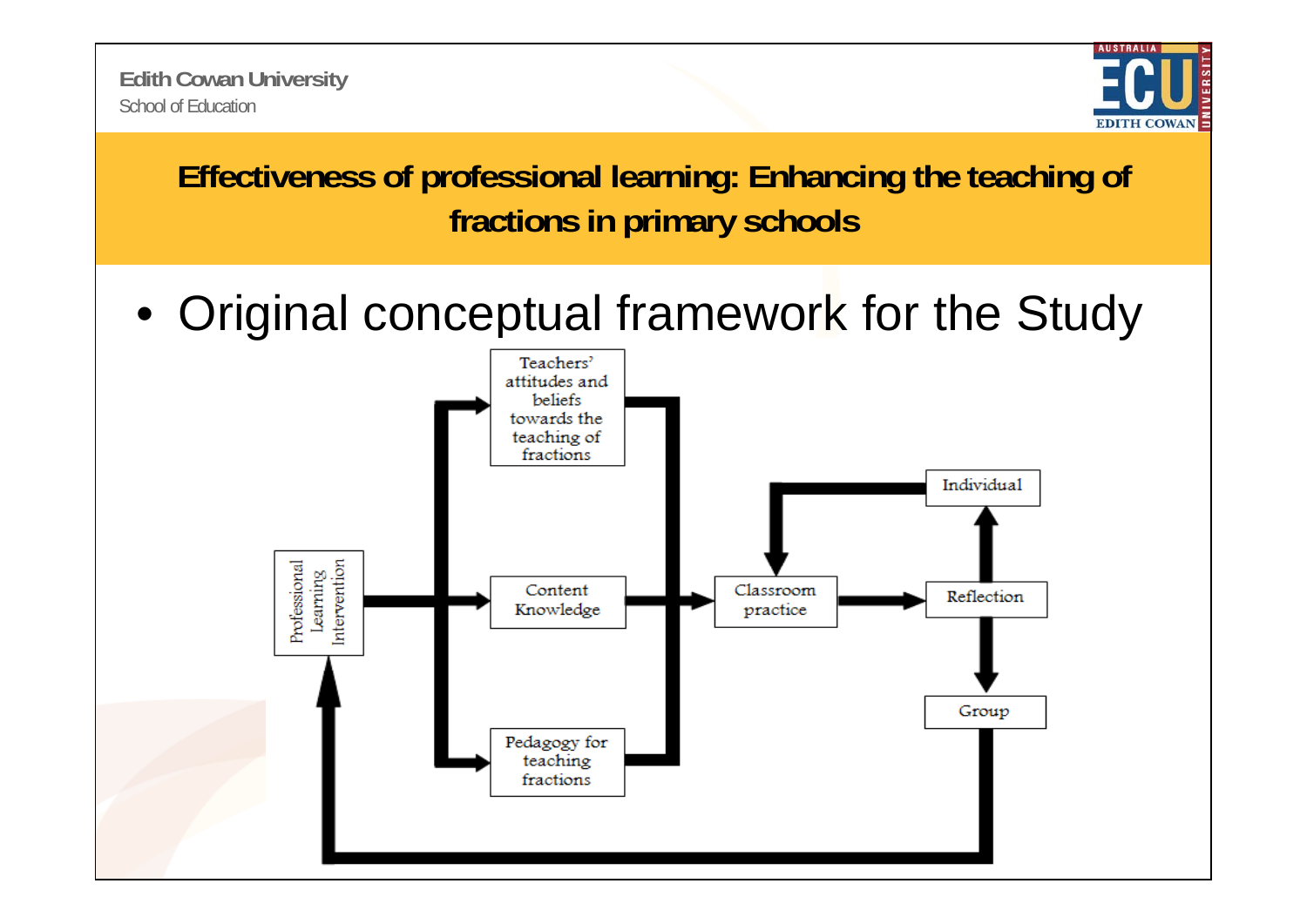Edith Cowan University
School of Education

## Effectiveness of professional learning: Enhancing the teaching of fractions in primary schools

- Original conceptual framework for the Study

Professional Learning Intervention

Teachers' attitudes and beliefs towards the teaching of fractions

Content Knowledge

Pedagogy for teaching fractions

Classroom practice

Reflection

Individual

Group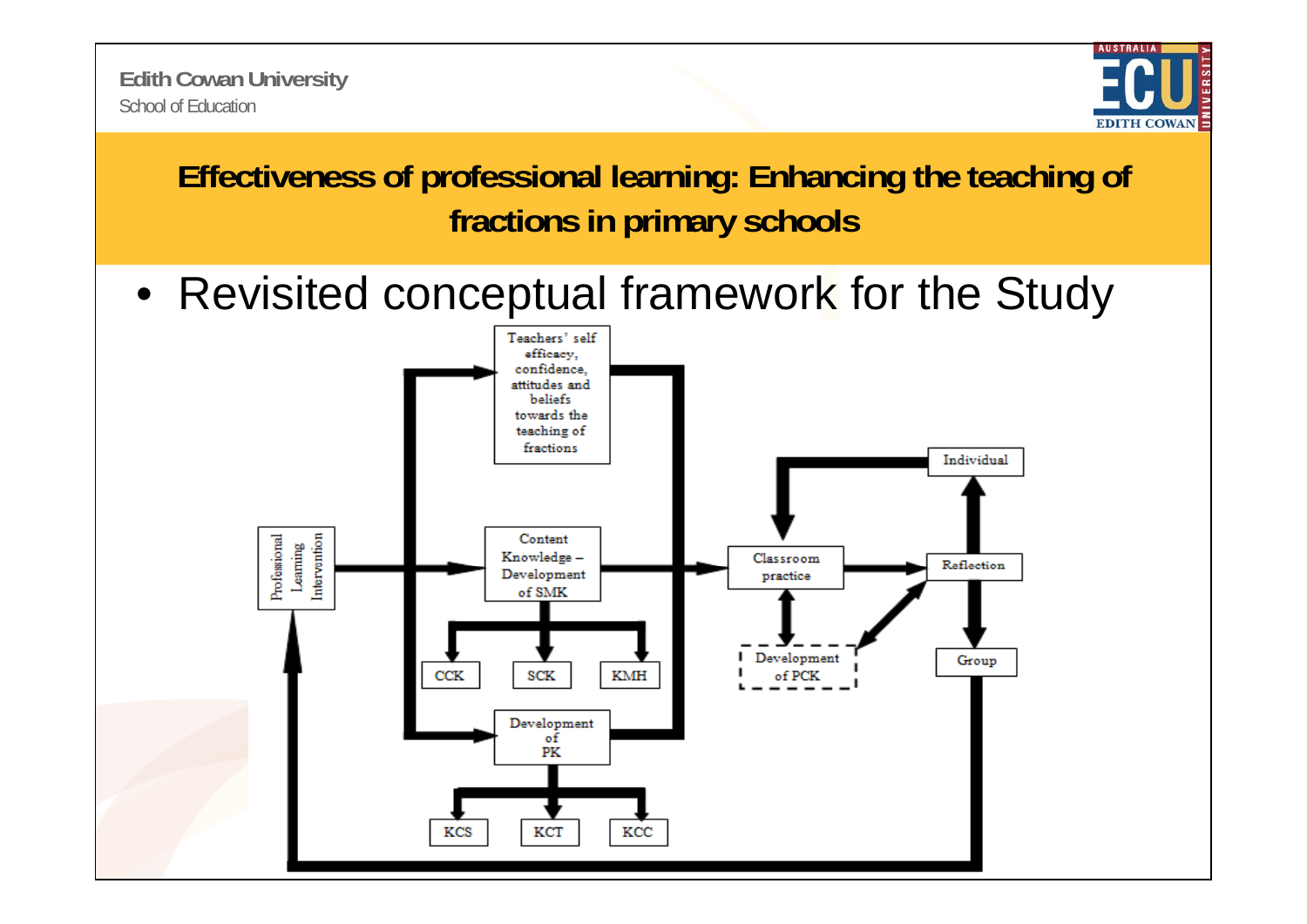Edith Cowan University
School of Education

## Effectiveness of professional learning: Enhancing the teaching of fractions in primary schools

- Revisited conceptual framework for the Study

Teachers' self efficacy, confidence, attitudes and beliefs towards the teaching of fractions

Professional Learning Intervention

Content Knowledge – Development of SMK

CCK SCK KMH

Development of PK

KCS KCT KCC

Classroom practice

Development of PCK

Reflection

Individual

Group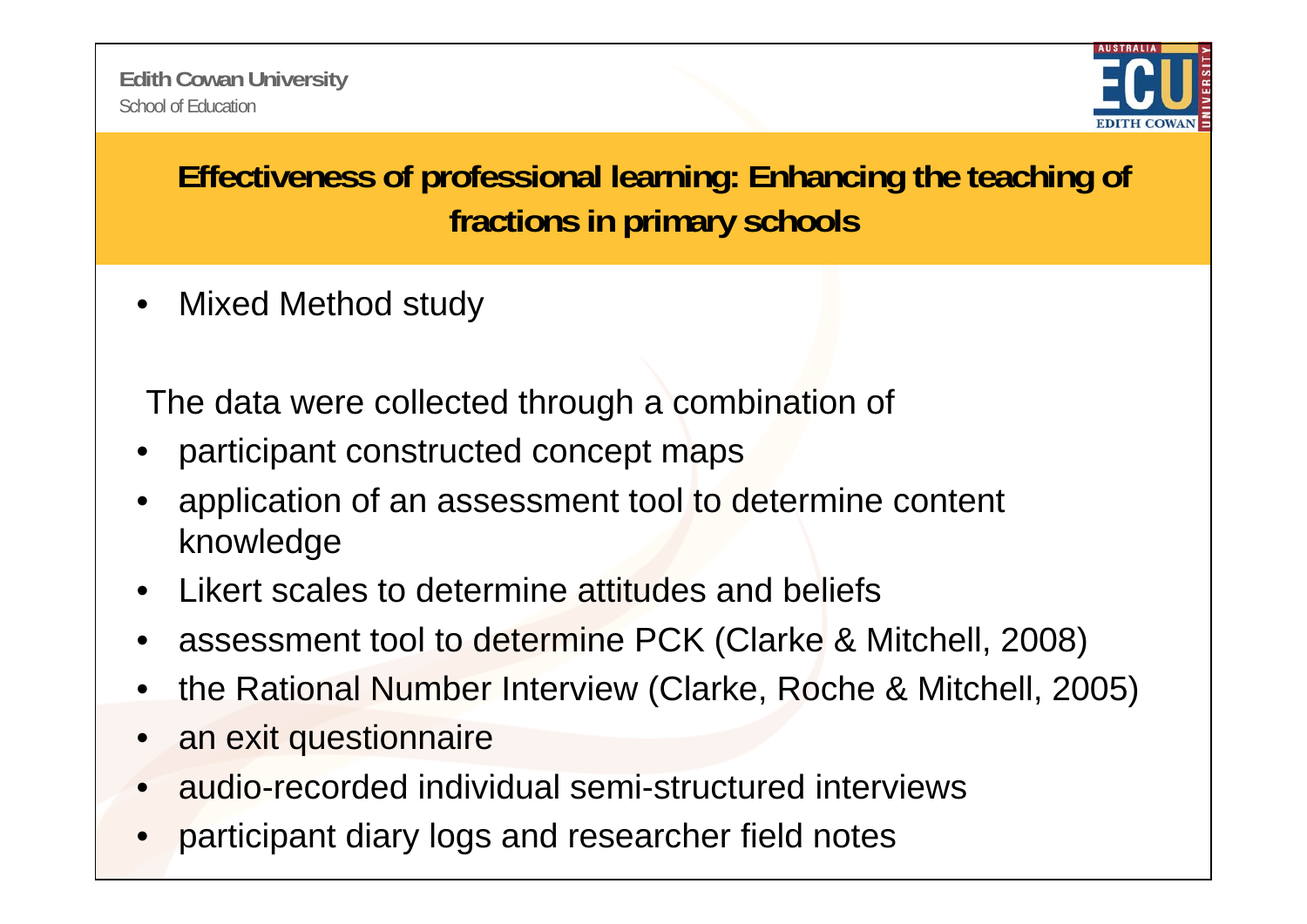# Effectiveness of professional learning: Enhancing the teaching of fractions in primary schools

- Mixed Method study

The data were collected through a combination of

- participant constructed concept maps
- application of an assessment tool to determine content knowledge
- Likert scales to determine attitudes and beliefs
- assessment tool to determine PCK (Clarke & Mitchell, 2008)
- the Rational Number Interview (Clarke, Roche & Mitchell, 2005)
- an exit questionnaire
- audio-recorded individual semi-structured interviews
- participant diary logs and researcher field notes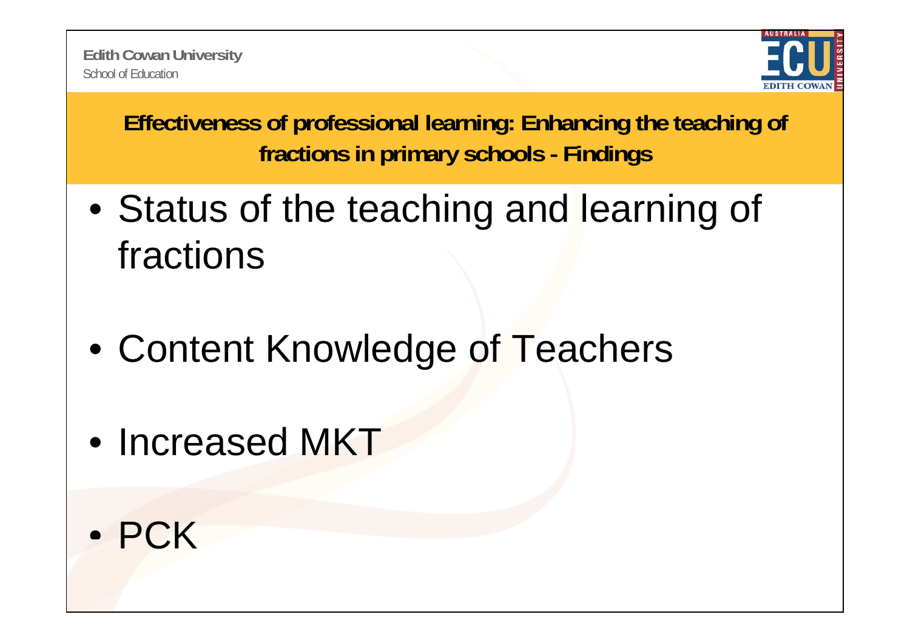## Effectiveness of professional learning: Enhancing the teaching of fractions in primary schools - Findings

- Status of the teaching and learning of fractions
- Content Knowledge of Teachers
- Increased MKT
- PCK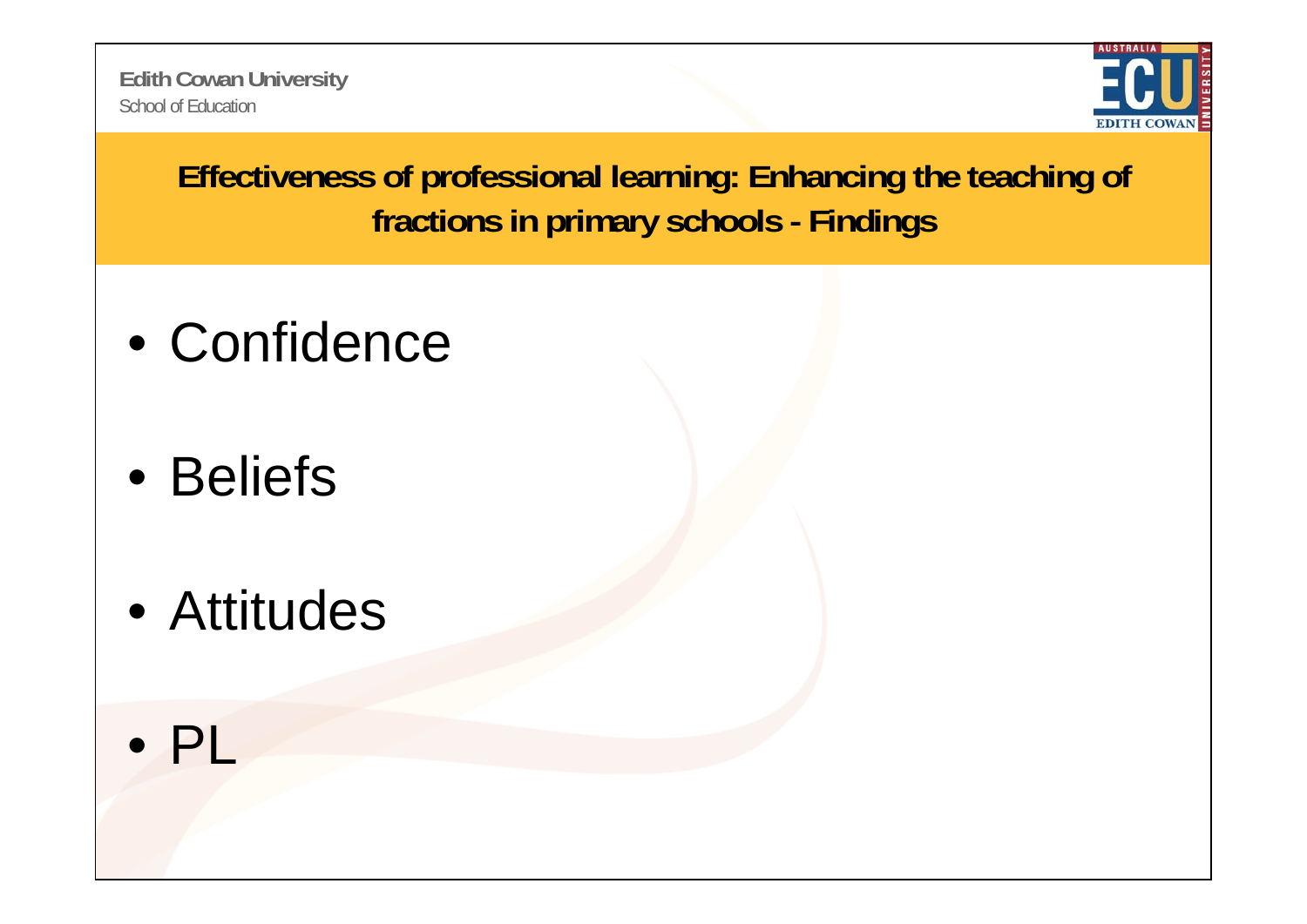# Effectiveness of professional learning: Enhancing the teaching of fractions in primary schools - Findings

- Confidence
- Beliefs
- Attitudes
- PL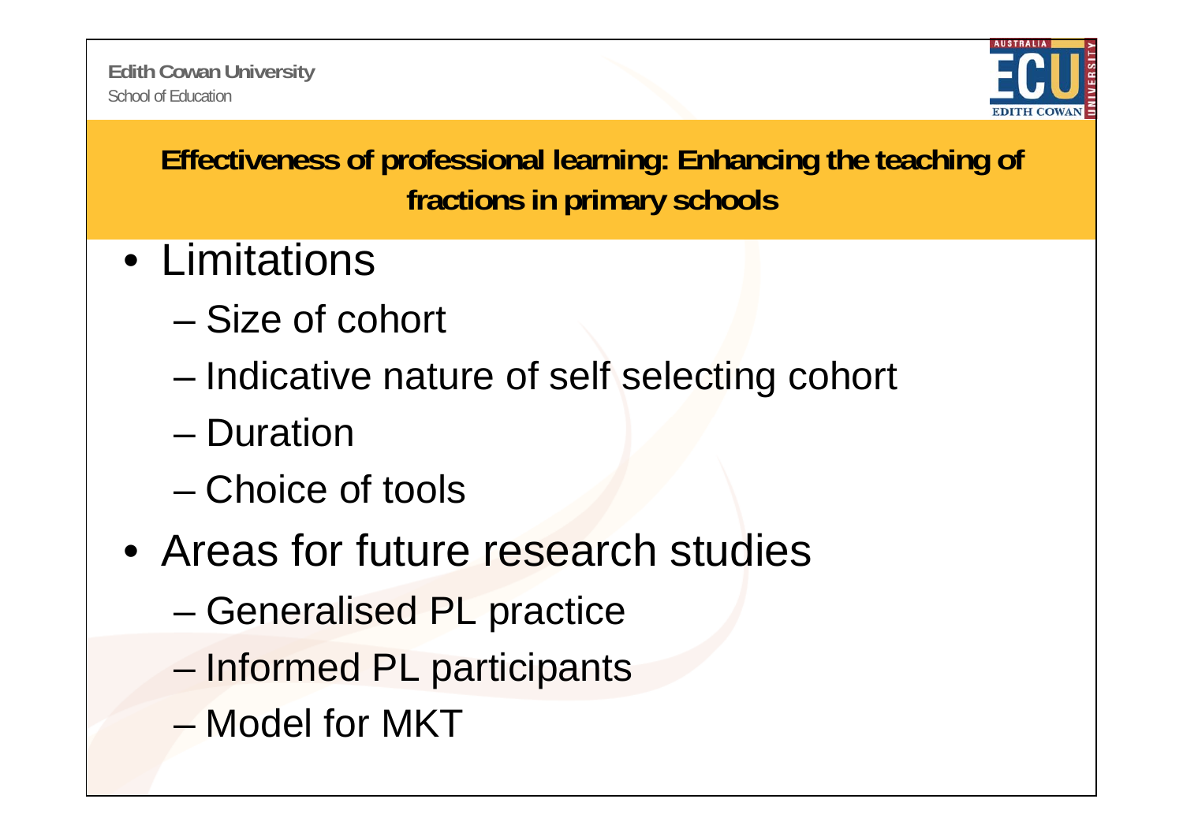**Edith Cowan University**
School of Education

## Effectiveness of professional learning: Enhancing the teaching of fractions in primary schools

- Limitations
  - Size of cohort
  - Indicative nature of self selecting cohort
  - Duration
  - Choice of tools
- Areas for future research studies
  - Generalised PL practice
  - Informed PL participants
  - Model for MKT